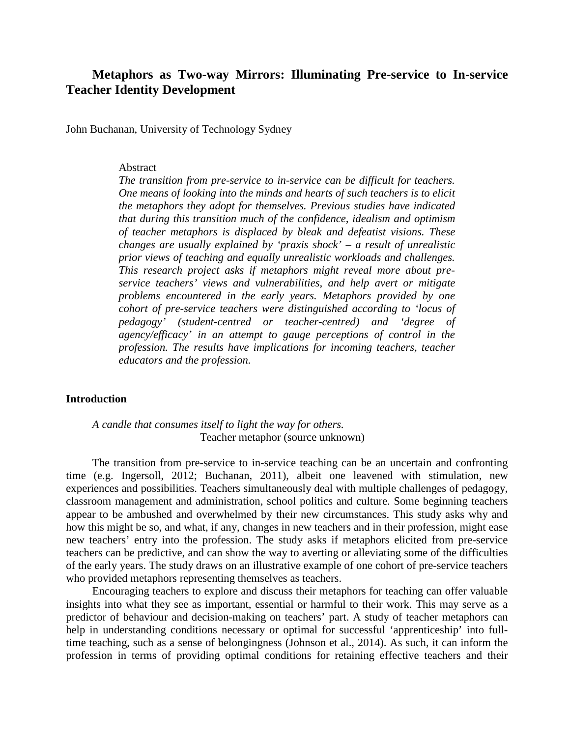# Metaphors as Two-way Mirrors: Illuminating Pre-service to In-service Teacher Identity Development

John Buchanan, University of Technology Sydney

Abstract

*The transition from pre-service to in-service can be difficult for teachers. One means of looking into the minds and hearts of such teachers is to elicit the metaphors they adopt for themselves. Previous studies have indicated that during this transition much of the confidence, idealism and optimism of teacher metaphors is displaced by bleak and defeatist visions. These changes are usually explained by 'praxis shock' – a result of unrealistic prior views of teaching and equally unrealistic workloads and challenges. This research project asks if metaphors might reveal more about pre-service teachers' views and vulnerabilities, and help avert or mitigate problems encountered in the early years. Metaphors provided by one cohort of pre-service teachers were distinguished according to 'locus of pedagogy' (student-centred or teacher-centred) and 'degree of agency/efficacy' in an attempt to gauge perceptions of control in the profession. The results have implications for incoming teachers, teacher educators and the profession.*

## Introduction

*A candle that consumes itself to light the way for others.*
Teacher metaphor (source unknown)

The transition from pre-service to in-service teaching can be an uncertain and confronting time (e.g. Ingersoll, 2012; Buchanan, 2011), albeit one leavened with stimulation, new experiences and possibilities. Teachers simultaneously deal with multiple challenges of pedagogy, classroom management and administration, school politics and culture. Some beginning teachers appear to be ambushed and overwhelmed by their new circumstances. This study asks why and how this might be so, and what, if any, changes in new teachers and in their profession, might ease new teachers' entry into the profession. The study asks if metaphors elicited from pre-service teachers can be predictive, and can show the way to averting or alleviating some of the difficulties of the early years. The study draws on an illustrative example of one cohort of pre-service teachers who provided metaphors representing themselves as teachers.

Encouraging teachers to explore and discuss their metaphors for teaching can offer valuable insights into what they see as important, essential or harmful to their work. This may serve as a predictor of behaviour and decision-making on teachers' part. A study of teacher metaphors can help in understanding conditions necessary or optimal for successful 'apprenticeship' into full-time teaching, such as a sense of belongingness (Johnson et al., 2014). As such, it can inform the profession in terms of providing optimal conditions for retaining effective teachers and their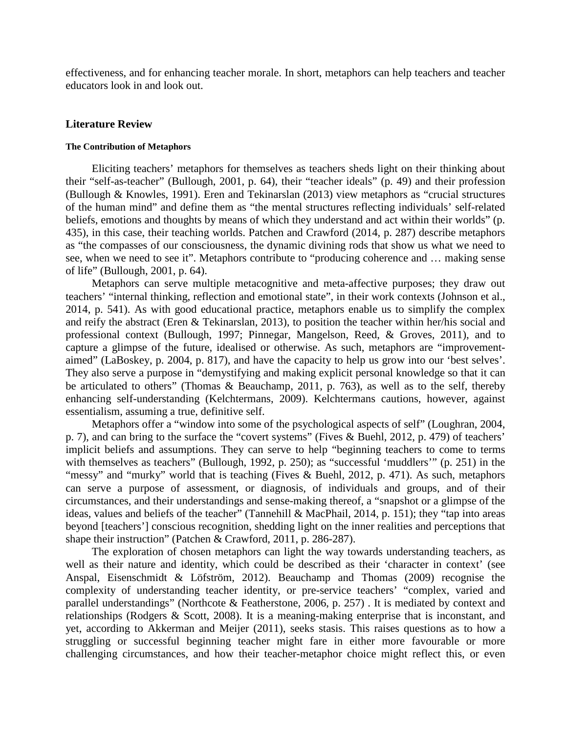effectiveness, and for enhancing teacher morale. In short, metaphors can help teachers and teacher educators look in and look out.

## Literature Review

### The Contribution of Metaphors

Eliciting teachers' metaphors for themselves as teachers sheds light on their thinking about their "self-as-teacher" (Bullough, 2001, p. 64), their "teacher ideals" (p. 49) and their profession (Bullough & Knowles, 1991). Eren and Tekinarslan (2013) view metaphors as "crucial structures of the human mind" and define them as "the mental structures reflecting individuals' self-related beliefs, emotions and thoughts by means of which they understand and act within their worlds" (p. 435), in this case, their teaching worlds. Patchen and Crawford (2014, p. 287) describe metaphors as "the compasses of our consciousness, the dynamic divining rods that show us what we need to see, when we need to see it". Metaphors contribute to "producing coherence and … making sense of life" (Bullough, 2001, p. 64).

Metaphors can serve multiple metacognitive and meta-affective purposes; they draw out teachers' "internal thinking, reflection and emotional state", in their work contexts (Johnson et al., 2014, p. 541). As with good educational practice, metaphors enable us to simplify the complex and reify the abstract (Eren & Tekinarslan, 2013), to position the teacher within her/his social and professional context (Bullough, 1997; Pinnegar, Mangelson, Reed, & Groves, 2011), and to capture a glimpse of the future, idealised or otherwise. As such, metaphors are "improvement-aimed" (LaBoskey, p. 2004, p. 817), and have the capacity to help us grow into our 'best selves'. They also serve a purpose in "demystifying and making explicit personal knowledge so that it can be articulated to others" (Thomas & Beauchamp, 2011, p. 763), as well as to the self, thereby enhancing self-understanding (Kelchtermans, 2009). Kelchtermans cautions, however, against essentialism, assuming a true, definitive self.

Metaphors offer a "window into some of the psychological aspects of self" (Loughran, 2004, p. 7), and can bring to the surface the "covert systems" (Fives & Buehl, 2012, p. 479) of teachers' implicit beliefs and assumptions. They can serve to help "beginning teachers to come to terms with themselves as teachers" (Bullough, 1992, p. 250); as "successful 'muddlers'" (p. 251) in the "messy" and "murky" world that is teaching (Fives & Buehl, 2012, p. 471). As such, metaphors can serve a purpose of assessment, or diagnosis, of individuals and groups, and of their circumstances, and their understandings and sense-making thereof, a "snapshot or a glimpse of the ideas, values and beliefs of the teacher" (Tannehill & MacPhail, 2014, p. 151); they "tap into areas beyond [teachers'] conscious recognition, shedding light on the inner realities and perceptions that shape their instruction" (Patchen & Crawford, 2011, p. 286-287).

The exploration of chosen metaphors can light the way towards understanding teachers, as well as their nature and identity, which could be described as their 'character in context' (see Anspal, Eisenschmidt & Löfström, 2012). Beauchamp and Thomas (2009) recognise the complexity of understanding teacher identity, or pre-service teachers' "complex, varied and parallel understandings" (Northcote & Featherstone, 2006, p. 257) . It is mediated by context and relationships (Rodgers & Scott, 2008). It is a meaning-making enterprise that is inconstant, and yet, according to Akkerman and Meijer (2011), seeks stasis. This raises questions as to how a struggling or successful beginning teacher might fare in either more favourable or more challenging circumstances, and how their teacher-metaphor choice might reflect this, or even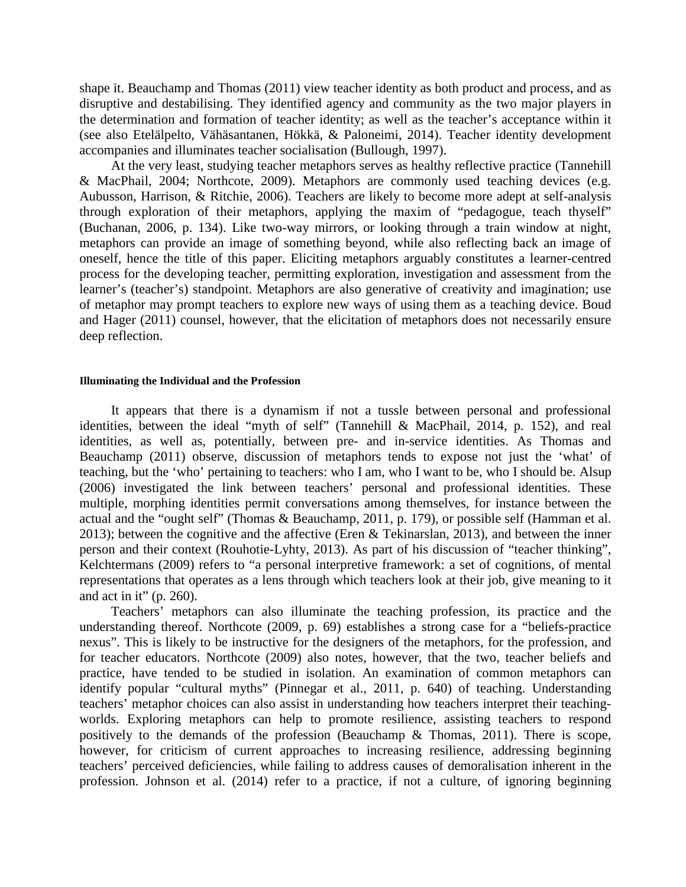shape it. Beauchamp and Thomas (2011) view teacher identity as both product and process, and as disruptive and destabilising. They identified agency and community as the two major players in the determination and formation of teacher identity; as well as the teacher's acceptance within it (see also Etelälpelto, Vähäsantanen, Hökkä, & Paloneimi, 2014). Teacher identity development accompanies and illuminates teacher socialisation (Bullough, 1997).

At the very least, studying teacher metaphors serves as healthy reflective practice (Tannehill & MacPhail, 2004; Northcote, 2009). Metaphors are commonly used teaching devices (e.g. Aubusson, Harrison, & Ritchie, 2006). Teachers are likely to become more adept at self-analysis through exploration of their metaphors, applying the maxim of "pedagogue, teach thyself" (Buchanan, 2006, p. 134). Like two-way mirrors, or looking through a train window at night, metaphors can provide an image of something beyond, while also reflecting back an image of oneself, hence the title of this paper. Eliciting metaphors arguably constitutes a learner-centred process for the developing teacher, permitting exploration, investigation and assessment from the learner's (teacher's) standpoint. Metaphors are also generative of creativity and imagination; use of metaphor may prompt teachers to explore new ways of using them as a teaching device. Boud and Hager (2011) counsel, however, that the elicitation of metaphors does not necessarily ensure deep reflection.

#### Illuminating the Individual and the Profession

It appears that there is a dynamism if not a tussle between personal and professional identities, between the ideal "myth of self" (Tannehill & MacPhail, 2014, p. 152), and real identities, as well as, potentially, between pre- and in-service identities. As Thomas and Beauchamp (2011) observe, discussion of metaphors tends to expose not just the 'what' of teaching, but the 'who' pertaining to teachers: who I am, who I want to be, who I should be. Alsup (2006) investigated the link between teachers' personal and professional identities. These multiple, morphing identities permit conversations among themselves, for instance between the actual and the "ought self" (Thomas & Beauchamp, 2011, p. 179), or possible self (Hamman et al. 2013); between the cognitive and the affective (Eren & Tekinarslan, 2013), and between the inner person and their context (Rouhotie-Lyhty, 2013). As part of his discussion of "teacher thinking", Kelchtermans (2009) refers to "a personal interpretive framework: a set of cognitions, of mental representations that operates as a lens through which teachers look at their job, give meaning to it and act in it" (p. 260).

Teachers' metaphors can also illuminate the teaching profession, its practice and the understanding thereof. Northcote (2009, p. 69) establishes a strong case for a "beliefs-practice nexus". This is likely to be instructive for the designers of the metaphors, for the profession, and for teacher educators. Northcote (2009) also notes, however, that the two, teacher beliefs and practice, have tended to be studied in isolation. An examination of common metaphors can identify popular "cultural myths" (Pinnegar et al., 2011, p. 640) of teaching. Understanding teachers' metaphor choices can also assist in understanding how teachers interpret their teaching-worlds. Exploring metaphors can help to promote resilience, assisting teachers to respond positively to the demands of the profession (Beauchamp & Thomas, 2011). There is scope, however, for criticism of current approaches to increasing resilience, addressing beginning teachers' perceived deficiencies, while failing to address causes of demoralisation inherent in the profession. Johnson et al. (2014) refer to a practice, if not a culture, of ignoring beginning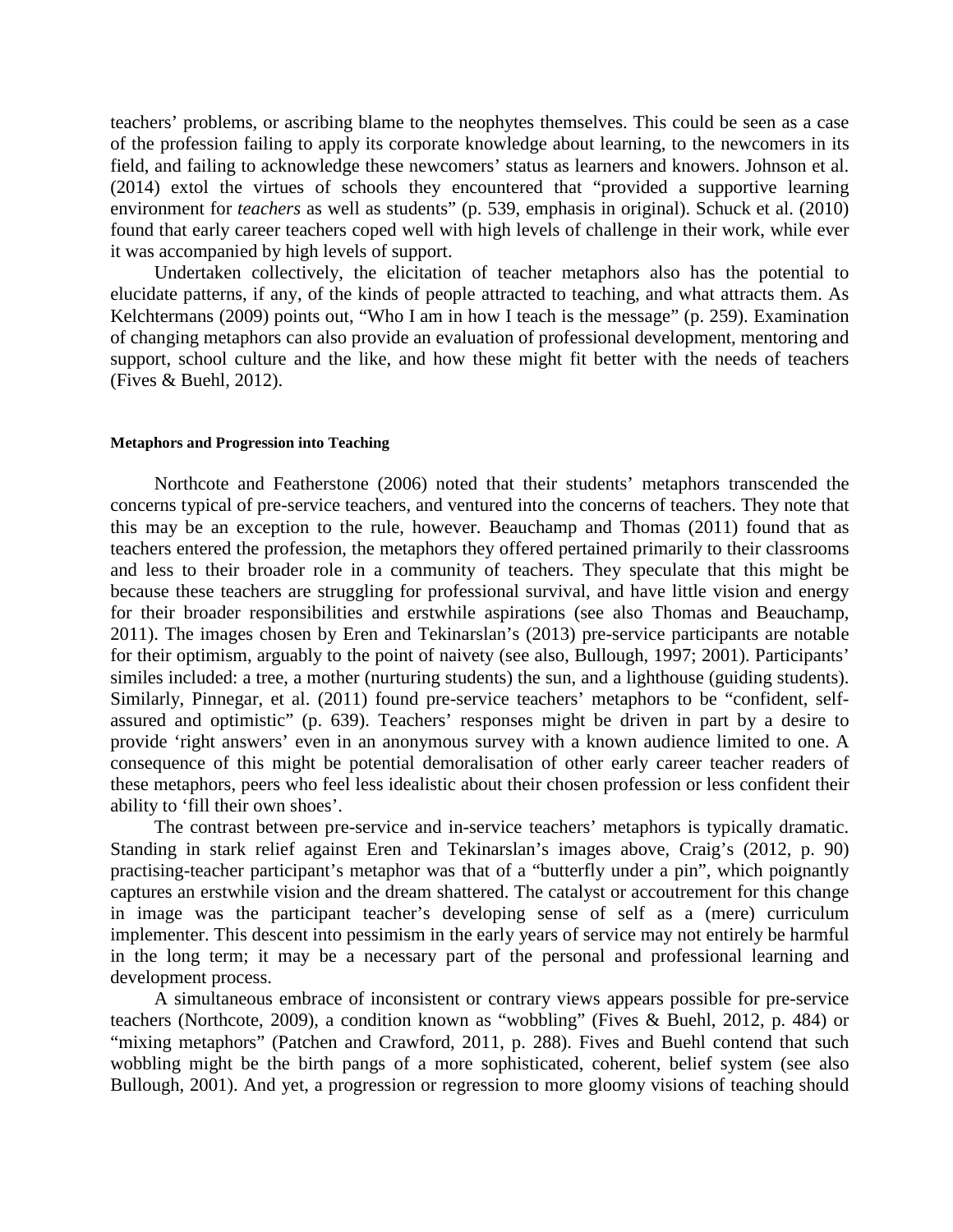teachers' problems, or ascribing blame to the neophytes themselves. This could be seen as a case of the profession failing to apply its corporate knowledge about learning, to the newcomers in its field, and failing to acknowledge these newcomers' status as learners and knowers. Johnson et al. (2014) extol the virtues of schools they encountered that "provided a supportive learning environment for *teachers* as well as students" (p. 539, emphasis in original). Schuck et al. (2010) found that early career teachers coped well with high levels of challenge in their work, while ever it was accompanied by high levels of support.

Undertaken collectively, the elicitation of teacher metaphors also has the potential to elucidate patterns, if any, of the kinds of people attracted to teaching, and what attracts them. As Kelchtermans (2009) points out, "Who I am in how I teach is the message" (p. 259). Examination of changing metaphors can also provide an evaluation of professional development, mentoring and support, school culture and the like, and how these might fit better with the needs of teachers (Fives & Buehl, 2012).

#### Metaphors and Progression into Teaching

Northcote and Featherstone (2006) noted that their students' metaphors transcended the concerns typical of pre-service teachers, and ventured into the concerns of teachers. They note that this may be an exception to the rule, however. Beauchamp and Thomas (2011) found that as teachers entered the profession, the metaphors they offered pertained primarily to their classrooms and less to their broader role in a community of teachers. They speculate that this might be because these teachers are struggling for professional survival, and have little vision and energy for their broader responsibilities and erstwhile aspirations (see also Thomas and Beauchamp, 2011). The images chosen by Eren and Tekinarslan's (2013) pre-service participants are notable for their optimism, arguably to the point of naivety (see also, Bullough, 1997; 2001). Participants' similes included: a tree, a mother (nurturing students) the sun, and a lighthouse (guiding students). Similarly, Pinnegar, et al. (2011) found pre-service teachers' metaphors to be "confident, self-assured and optimistic" (p. 639). Teachers' responses might be driven in part by a desire to provide 'right answers' even in an anonymous survey with a known audience limited to one. A consequence of this might be potential demoralisation of other early career teacher readers of these metaphors, peers who feel less idealistic about their chosen profession or less confident their ability to 'fill their own shoes'.

The contrast between pre-service and in-service teachers' metaphors is typically dramatic. Standing in stark relief against Eren and Tekinarslan's images above, Craig's (2012, p. 90) practising-teacher participant's metaphor was that of a "butterfly under a pin", which poignantly captures an erstwhile vision and the dream shattered. The catalyst or accoutrement for this change in image was the participant teacher's developing sense of self as a (mere) curriculum implementer. This descent into pessimism in the early years of service may not entirely be harmful in the long term; it may be a necessary part of the personal and professional learning and development process.

A simultaneous embrace of inconsistent or contrary views appears possible for pre-service teachers (Northcote, 2009), a condition known as "wobbling" (Fives & Buehl, 2012, p. 484) or "mixing metaphors" (Patchen and Crawford, 2011, p. 288). Fives and Buehl contend that such wobbling might be the birth pangs of a more sophisticated, coherent, belief system (see also Bullough, 2001). And yet, a progression or regression to more gloomy visions of teaching should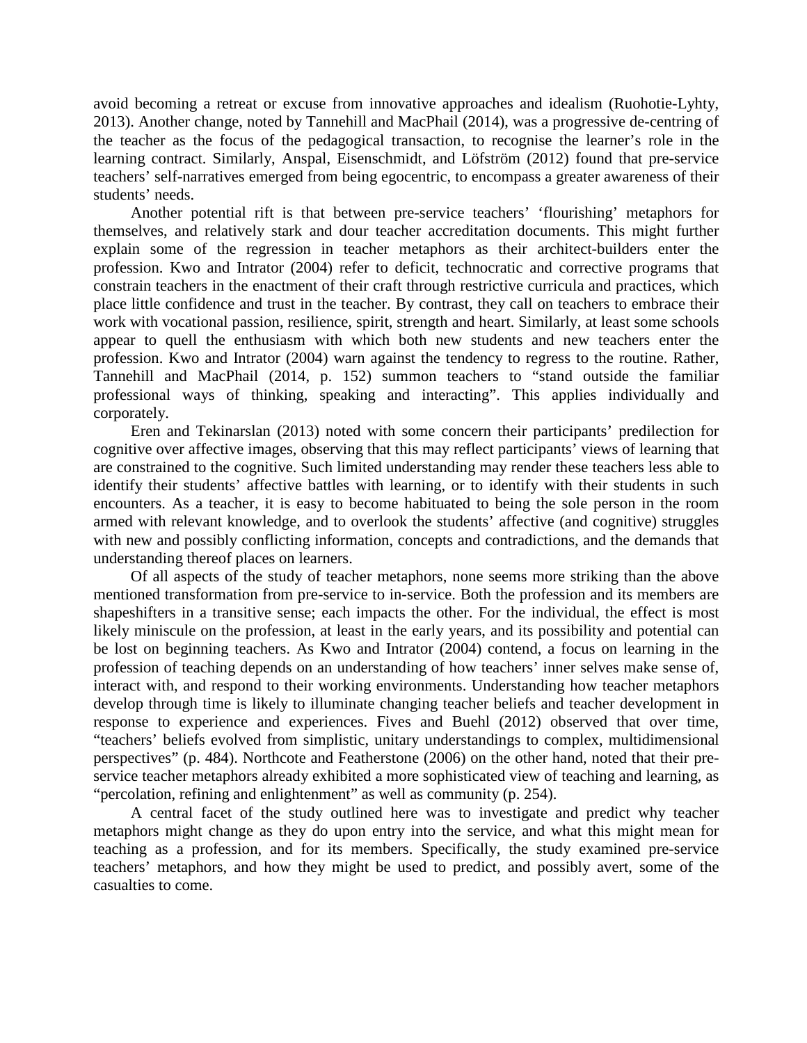avoid becoming a retreat or excuse from innovative approaches and idealism (Ruohotie-Lyhty, 2013). Another change, noted by Tannehill and MacPhail (2014), was a progressive de-centring of the teacher as the focus of the pedagogical transaction, to recognise the learner's role in the learning contract. Similarly, Anspal, Eisenschmidt, and Löfström (2012) found that pre-service teachers' self-narratives emerged from being egocentric, to encompass a greater awareness of their students' needs.

Another potential rift is that between pre-service teachers' 'flourishing' metaphors for themselves, and relatively stark and dour teacher accreditation documents. This might further explain some of the regression in teacher metaphors as their architect-builders enter the profession. Kwo and Intrator (2004) refer to deficit, technocratic and corrective programs that constrain teachers in the enactment of their craft through restrictive curricula and practices, which place little confidence and trust in the teacher. By contrast, they call on teachers to embrace their work with vocational passion, resilience, spirit, strength and heart. Similarly, at least some schools appear to quell the enthusiasm with which both new students and new teachers enter the profession. Kwo and Intrator (2004) warn against the tendency to regress to the routine. Rather, Tannehill and MacPhail (2014, p. 152) summon teachers to "stand outside the familiar professional ways of thinking, speaking and interacting". This applies individually and corporately.

Eren and Tekinarslan (2013) noted with some concern their participants' predilection for cognitive over affective images, observing that this may reflect participants' views of learning that are constrained to the cognitive. Such limited understanding may render these teachers less able to identify their students' affective battles with learning, or to identify with their students in such encounters. As a teacher, it is easy to become habituated to being the sole person in the room armed with relevant knowledge, and to overlook the students' affective (and cognitive) struggles with new and possibly conflicting information, concepts and contradictions, and the demands that understanding thereof places on learners.

Of all aspects of the study of teacher metaphors, none seems more striking than the above mentioned transformation from pre-service to in-service. Both the profession and its members are shapeshifters in a transitive sense; each impacts the other. For the individual, the effect is most likely miniscule on the profession, at least in the early years, and its possibility and potential can be lost on beginning teachers. As Kwo and Intrator (2004) contend, a focus on learning in the profession of teaching depends on an understanding of how teachers' inner selves make sense of, interact with, and respond to their working environments. Understanding how teacher metaphors develop through time is likely to illuminate changing teacher beliefs and teacher development in response to experience and experiences. Fives and Buehl (2012) observed that over time, "teachers' beliefs evolved from simplistic, unitary understandings to complex, multidimensional perspectives" (p. 484). Northcote and Featherstone (2006) on the other hand, noted that their pre-service teacher metaphors already exhibited a more sophisticated view of teaching and learning, as "percolation, refining and enlightenment" as well as community (p. 254).

A central facet of the study outlined here was to investigate and predict why teacher metaphors might change as they do upon entry into the service, and what this might mean for teaching as a profession, and for its members. Specifically, the study examined pre-service teachers' metaphors, and how they might be used to predict, and possibly avert, some of the casualties to come.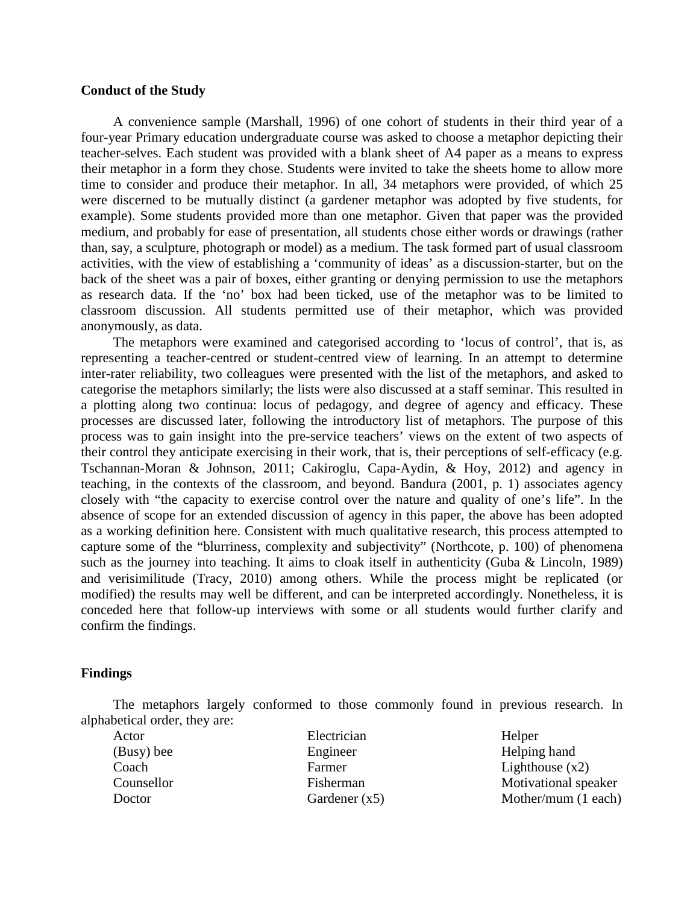**Conduct of the Study**

A convenience sample (Marshall, 1996) of one cohort of students in their third year of a four-year Primary education undergraduate course was asked to choose a metaphor depicting their teacher-selves. Each student was provided with a blank sheet of A4 paper as a means to express their metaphor in a form they chose. Students were invited to take the sheets home to allow more time to consider and produce their metaphor. In all, 34 metaphors were provided, of which 25 were discerned to be mutually distinct (a gardener metaphor was adopted by five students, for example). Some students provided more than one metaphor. Given that paper was the provided medium, and probably for ease of presentation, all students chose either words or drawings (rather than, say, a sculpture, photograph or model) as a medium. The task formed part of usual classroom activities, with the view of establishing a 'community of ideas' as a discussion-starter, but on the back of the sheet was a pair of boxes, either granting or denying permission to use the metaphors as research data. If the 'no' box had been ticked, use of the metaphor was to be limited to classroom discussion. All students permitted use of their metaphor, which was provided anonymously, as data.

The metaphors were examined and categorised according to 'locus of control', that is, as representing a teacher-centred or student-centred view of learning. In an attempt to determine inter-rater reliability, two colleagues were presented with the list of the metaphors, and asked to categorise the metaphors similarly; the lists were also discussed at a staff seminar. This resulted in a plotting along two continua: locus of pedagogy, and degree of agency and efficacy. These processes are discussed later, following the introductory list of metaphors. The purpose of this process was to gain insight into the pre-service teachers' views on the extent of two aspects of their control they anticipate exercising in their work, that is, their perceptions of self-efficacy (e.g. Tschannan-Moran & Johnson, 2011; Cakiroglu, Capa-Aydin, & Hoy, 2012) and agency in teaching, in the contexts of the classroom, and beyond. Bandura (2001, p. 1) associates agency closely with "the capacity to exercise control over the nature and quality of one's life". In the absence of scope for an extended discussion of agency in this paper, the above has been adopted as a working definition here. Consistent with much qualitative research, this process attempted to capture some of the "blurriness, complexity and subjectivity" (Northcote, p. 100) of phenomena such as the journey into teaching. It aims to cloak itself in authenticity (Guba & Lincoln, 1989) and verisimilitude (Tracy, 2010) among others. While the process might be replicated (or modified) the results may well be different, and can be interpreted accordingly. Nonetheless, it is conceded here that follow-up interviews with some or all students would further clarify and confirm the findings.

**Findings**

The metaphors largely conformed to those commonly found in previous research. In alphabetical order, they are:

| | | |
|---|---|---|
| Actor | Electrician | Helper |
| (Busy) bee | Engineer | Helping hand |
| Coach | Farmer | Lighthouse (x2) |
| Counsellor | Fisherman | Motivational speaker |
| Doctor | Gardener (x5) | Mother/mum (1 each) |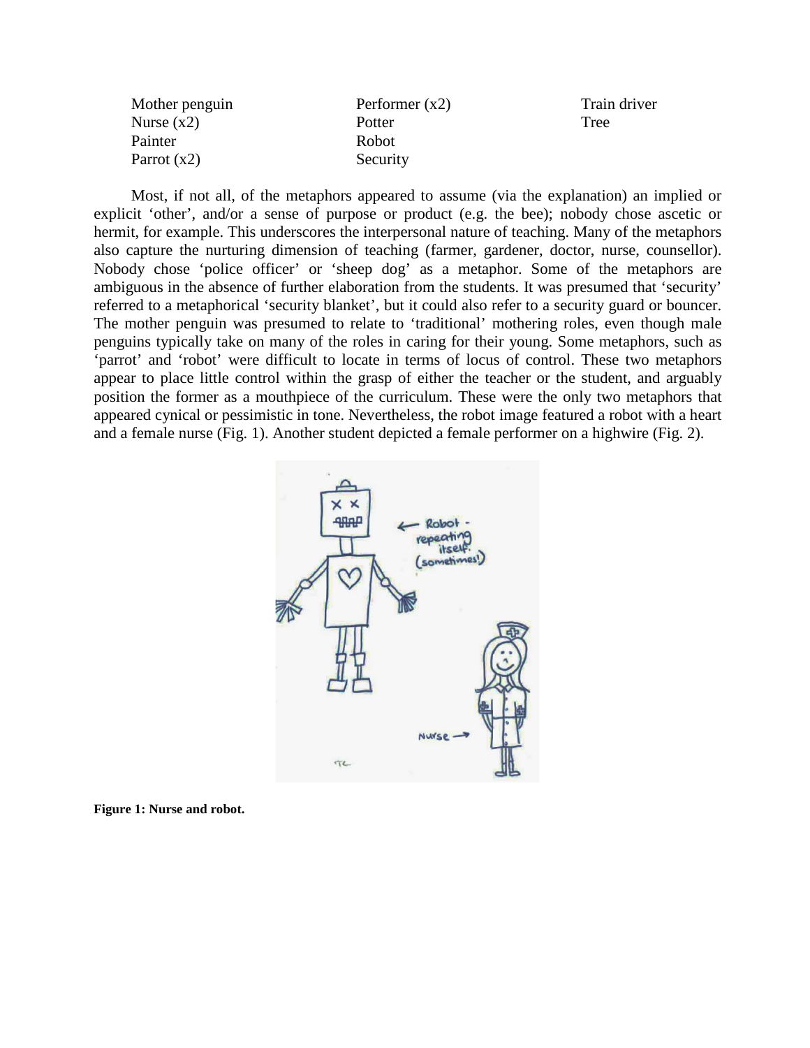Mother penguin
Nurse (x2)
Painter
Parrot (x2)
Performer (x2)
Potter
Robot
Security
Train driver
Tree

Most, if not all, of the metaphors appeared to assume (via the explanation) an implied or explicit 'other', and/or a sense of purpose or product (e.g. the bee); nobody chose ascetic or hermit, for example. This underscores the interpersonal nature of teaching. Many of the metaphors also capture the nurturing dimension of teaching (farmer, gardener, doctor, nurse, counsellor). Nobody chose 'police officer' or 'sheep dog' as a metaphor. Some of the metaphors are ambiguous in the absence of further elaboration from the students. It was presumed that 'security' referred to a metaphorical 'security blanket', but it could also refer to a security guard or bouncer. The mother penguin was presumed to relate to 'traditional' mothering roles, even though male penguins typically take on many of the roles in caring for their young. Some metaphors, such as 'parrot' and 'robot' were difficult to locate in terms of locus of control. These two metaphors appear to place little control within the grasp of either the teacher or the student, and arguably position the former as a mouthpiece of the curriculum. These were the only two metaphors that appeared cynical or pessimistic in tone. Nevertheless, the robot image featured a robot with a heart and a female nurse (Fig. 1). Another student depicted a female performer on a highwire (Fig. 2).

**Figure 1: Nurse and robot.**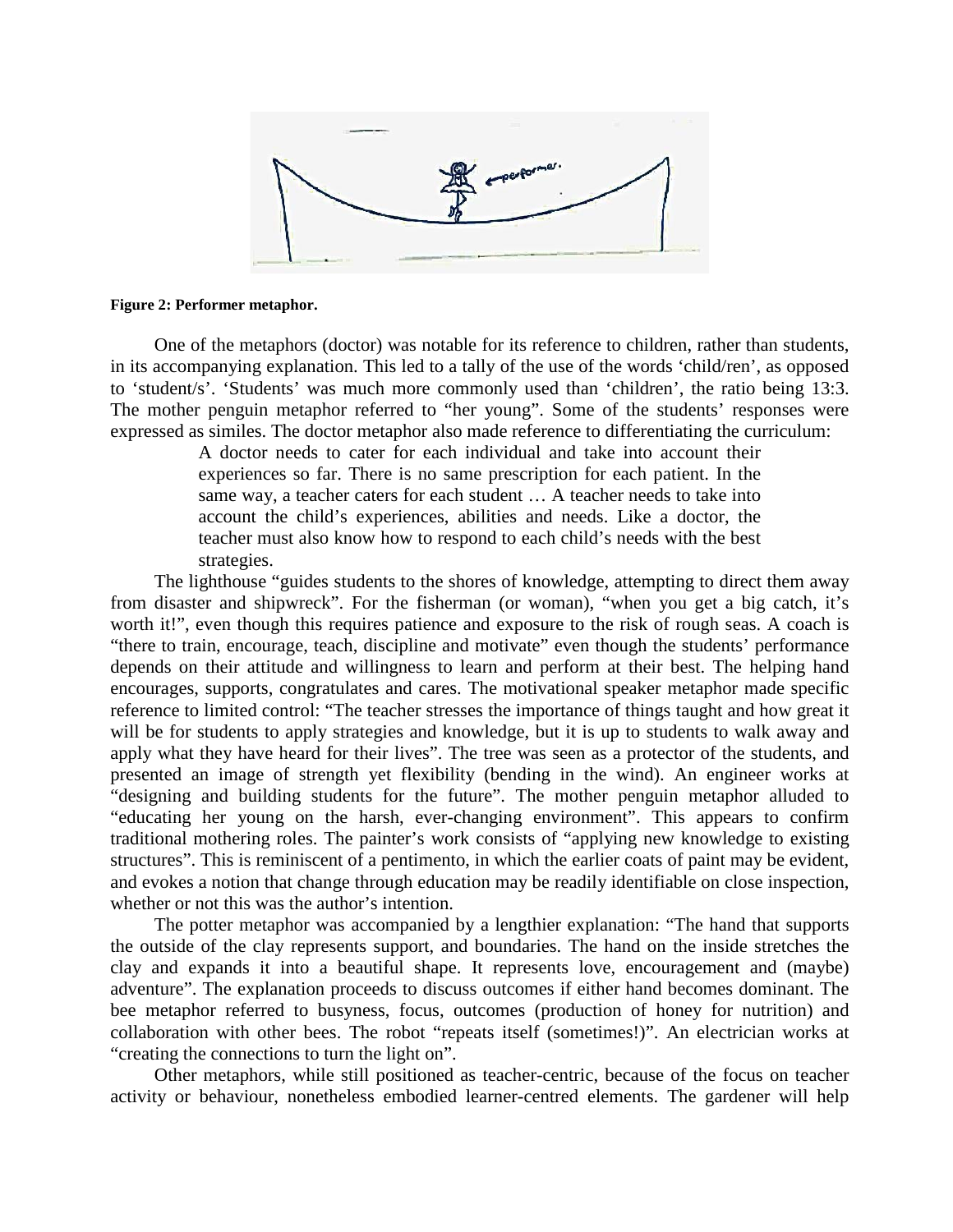**Figure 2: Performer metaphor.**

One of the metaphors (doctor) was notable for its reference to children, rather than students, in its accompanying explanation. This led to a tally of the use of the words 'child/ren', as opposed to 'student/s'. 'Students' was much more commonly used than 'children', the ratio being 13:3. The mother penguin metaphor referred to "her young". Some of the students' responses were expressed as similes. The doctor metaphor also made reference to differentiating the curriculum:

> A doctor needs to cater for each individual and take into account their experiences so far. There is no same prescription for each patient. In the same way, a teacher caters for each student … A teacher needs to take into account the child's experiences, abilities and needs. Like a doctor, the teacher must also know how to respond to each child's needs with the best strategies.

The lighthouse "guides students to the shores of knowledge, attempting to direct them away from disaster and shipwreck". For the fisherman (or woman), "when you get a big catch, it's worth it!", even though this requires patience and exposure to the risk of rough seas. A coach is "there to train, encourage, teach, discipline and motivate" even though the students' performance depends on their attitude and willingness to learn and perform at their best. The helping hand encourages, supports, congratulates and cares. The motivational speaker metaphor made specific reference to limited control: "The teacher stresses the importance of things taught and how great it will be for students to apply strategies and knowledge, but it is up to students to walk away and apply what they have heard for their lives". The tree was seen as a protector of the students, and presented an image of strength yet flexibility (bending in the wind). An engineer works at "designing and building students for the future". The mother penguin metaphor alluded to "educating her young on the harsh, ever-changing environment". This appears to confirm traditional mothering roles. The painter's work consists of "applying new knowledge to existing structures". This is reminiscent of a pentimento, in which the earlier coats of paint may be evident, and evokes a notion that change through education may be readily identifiable on close inspection, whether or not this was the author's intention.

The potter metaphor was accompanied by a lengthier explanation: "The hand that supports the outside of the clay represents support, and boundaries. The hand on the inside stretches the clay and expands it into a beautiful shape. It represents love, encouragement and (maybe) adventure". The explanation proceeds to discuss outcomes if either hand becomes dominant. The bee metaphor referred to busyness, focus, outcomes (production of honey for nutrition) and collaboration with other bees. The robot "repeats itself (sometimes!)". An electrician works at "creating the connections to turn the light on".

Other metaphors, while still positioned as teacher-centric, because of the focus on teacher activity or behaviour, nonetheless embodied learner-centred elements. The gardener will help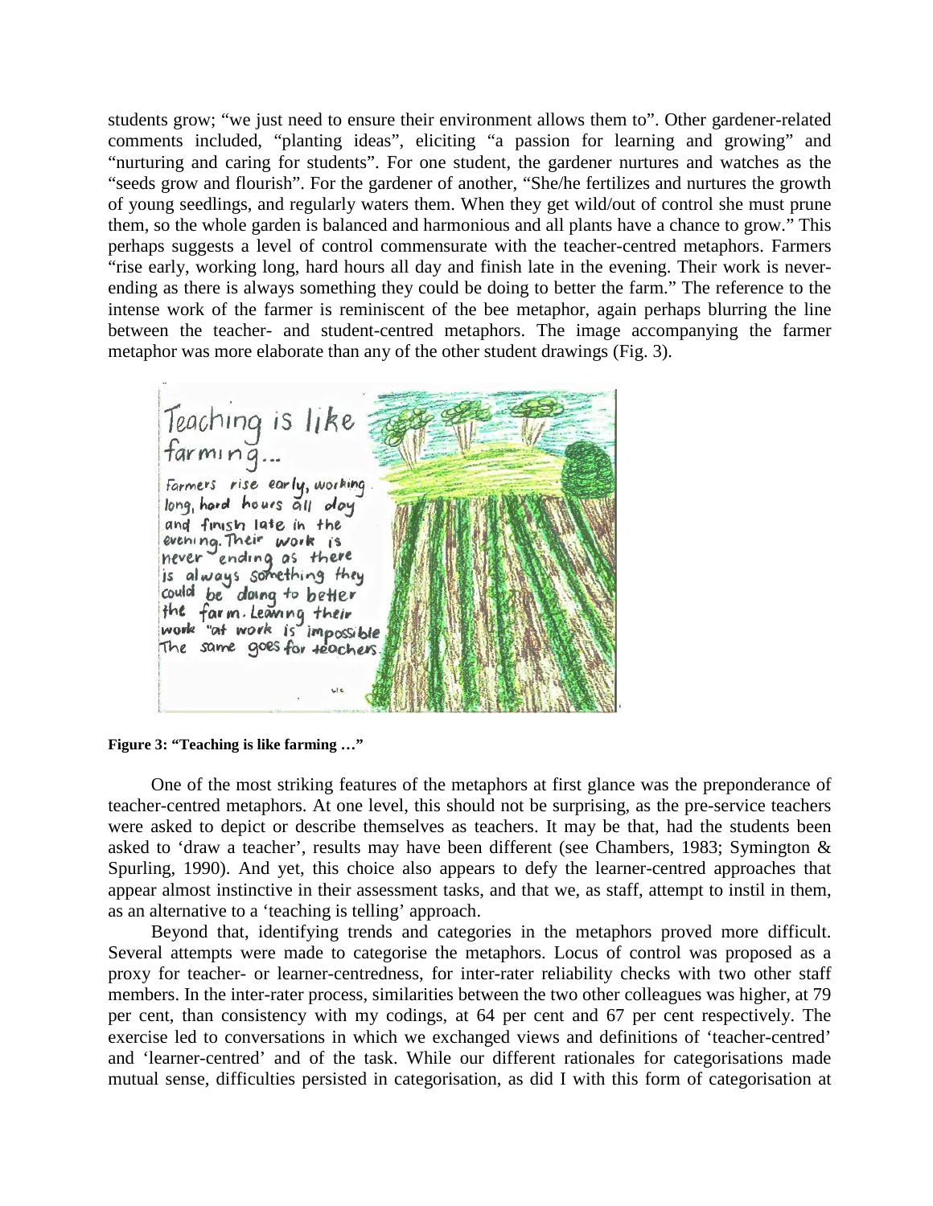students grow; "we just need to ensure their environment allows them to". Other gardener-related comments included, "planting ideas", eliciting "a passion for learning and growing" and "nurturing and caring for students". For one student, the gardener nurtures and watches as the "seeds grow and flourish". For the gardener of another, "She/he fertilizes and nurtures the growth of young seedlings, and regularly waters them. When they get wild/out of control she must prune them, so the whole garden is balanced and harmonious and all plants have a chance to grow." This perhaps suggests a level of control commensurate with the teacher-centred metaphors. Farmers "rise early, working long, hard hours all day and finish late in the evening. Their work is never-ending as there is always something they could be doing to better the farm." The reference to the intense work of the farmer is reminiscent of the bee metaphor, again perhaps blurring the line between the teacher- and student-centred metaphors. The image accompanying the farmer metaphor was more elaborate than any of the other student drawings (Fig. 3).

**Figure 3: "Teaching is like farming …"**

One of the most striking features of the metaphors at first glance was the preponderance of teacher-centred metaphors. At one level, this should not be surprising, as the pre-service teachers were asked to depict or describe themselves as teachers. It may be that, had the students been asked to 'draw a teacher', results may have been different (see Chambers, 1983; Symington & Spurling, 1990). And yet, this choice also appears to defy the learner-centred approaches that appear almost instinctive in their assessment tasks, and that we, as staff, attempt to instil in them, as an alternative to a 'teaching is telling' approach.

Beyond that, identifying trends and categories in the metaphors proved more difficult. Several attempts were made to categorise the metaphors. Locus of control was proposed as a proxy for teacher- or learner-centredness, for inter-rater reliability checks with two other staff members. In the inter-rater process, similarities between the two other colleagues was higher, at 79 per cent, than consistency with my codings, at 64 per cent and 67 per cent respectively. The exercise led to conversations in which we exchanged views and definitions of 'teacher-centred' and 'learner-centred' and of the task. While our different rationales for categorisations made mutual sense, difficulties persisted in categorisation, as did I with this form of categorisation at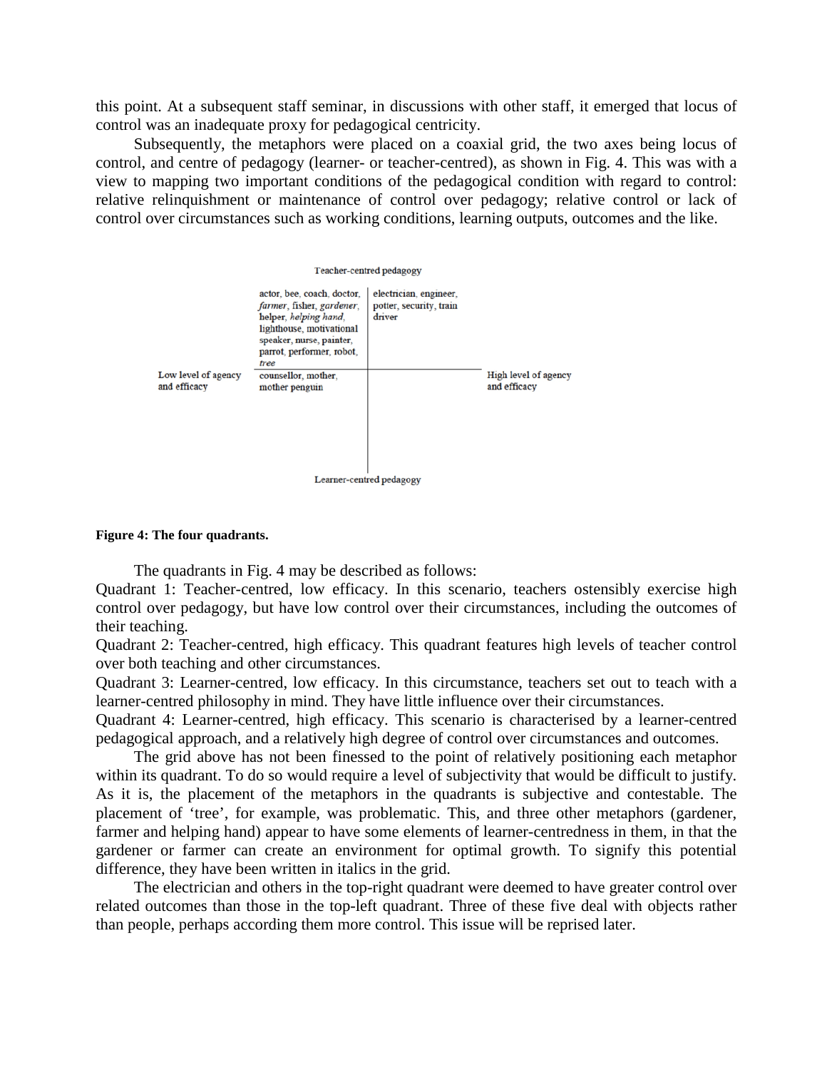this point. At a subsequent staff seminar, in discussions with other staff, it emerged that locus of control was an inadequate proxy for pedagogical centricity.

Subsequently, the metaphors were placed on a coaxial grid, the two axes being locus of control, and centre of pedagogy (learner- or teacher-centred), as shown in Fig. 4. This was with a view to mapping two important conditions of the pedagogical condition with regard to control: relative relinquishment or maintenance of control over pedagogy; relative control or lack of control over circumstances such as working conditions, learning outputs, outcomes and the like.

| | Teacher-centred pedagogy | | |
|---|---|---|---|
| | actor, bee, coach, doctor, *farmer*, fisher, *gardener*, helper, *helping hand*, lighthouse, motivational speaker, nurse, painter, parrot, performer, robot, *tree* | electrician, engineer, potter, security, train driver | |
| Low level of agency and efficacy | counsellor, mother, mother penguin | | High level of agency and efficacy |
| | Learner-centred pedagogy | | |

**Figure 4: The four quadrants.**

The quadrants in Fig. 4 may be described as follows:

Quadrant 1: Teacher-centred, low efficacy. In this scenario, teachers ostensibly exercise high control over pedagogy, but have low control over their circumstances, including the outcomes of their teaching.

Quadrant 2: Teacher-centred, high efficacy. This quadrant features high levels of teacher control over both teaching and other circumstances.

Quadrant 3: Learner-centred, low efficacy. In this circumstance, teachers set out to teach with a learner-centred philosophy in mind. They have little influence over their circumstances.

Quadrant 4: Learner-centred, high efficacy. This scenario is characterised by a learner-centred pedagogical approach, and a relatively high degree of control over circumstances and outcomes.

The grid above has not been finessed to the point of relatively positioning each metaphor within its quadrant. To do so would require a level of subjectivity that would be difficult to justify. As it is, the placement of the metaphors in the quadrants is subjective and contestable. The placement of 'tree', for example, was problematic. This, and three other metaphors (gardener, farmer and helping hand) appear to have some elements of learner-centredness in them, in that the gardener or farmer can create an environment for optimal growth. To signify this potential difference, they have been written in italics in the grid.

The electrician and others in the top-right quadrant were deemed to have greater control over related outcomes than those in the top-left quadrant. Three of these five deal with objects rather than people, perhaps according them more control. This issue will be reprised later.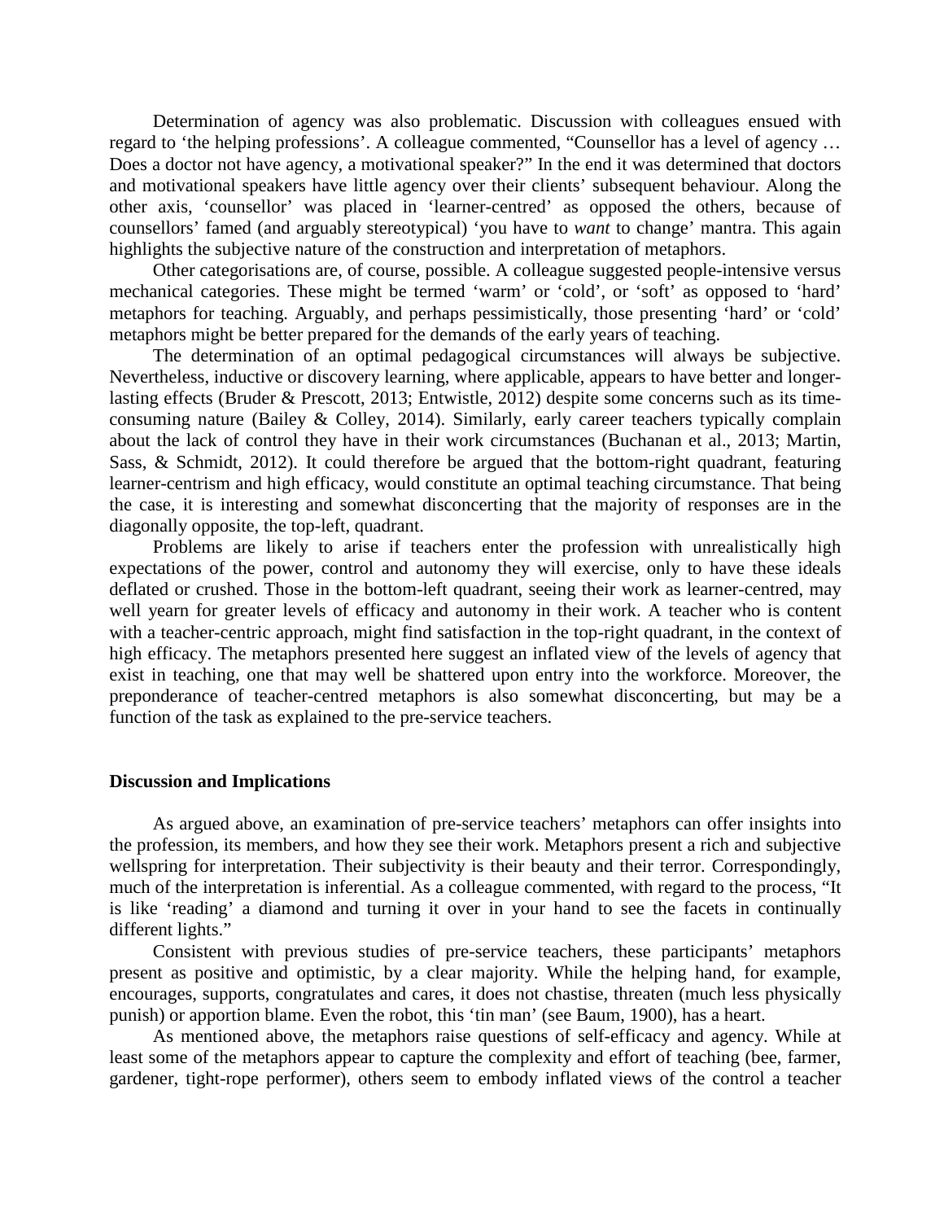Determination of agency was also problematic. Discussion with colleagues ensued with regard to 'the helping professions'. A colleague commented, "Counsellor has a level of agency … Does a doctor not have agency, a motivational speaker?" In the end it was determined that doctors and motivational speakers have little agency over their clients' subsequent behaviour. Along the other axis, 'counsellor' was placed in 'learner-centred' as opposed the others, because of counsellors' famed (and arguably stereotypical) 'you have to *want* to change' mantra. This again highlights the subjective nature of the construction and interpretation of metaphors.

Other categorisations are, of course, possible. A colleague suggested people-intensive versus mechanical categories. These might be termed 'warm' or 'cold', or 'soft' as opposed to 'hard' metaphors for teaching. Arguably, and perhaps pessimistically, those presenting 'hard' or 'cold' metaphors might be better prepared for the demands of the early years of teaching.

The determination of an optimal pedagogical circumstances will always be subjective. Nevertheless, inductive or discovery learning, where applicable, appears to have better and longer-lasting effects (Bruder & Prescott, 2013; Entwistle, 2012) despite some concerns such as its time-consuming nature (Bailey & Colley, 2014). Similarly, early career teachers typically complain about the lack of control they have in their work circumstances (Buchanan et al., 2013; Martin, Sass, & Schmidt, 2012). It could therefore be argued that the bottom-right quadrant, featuring learner-centrism and high efficacy, would constitute an optimal teaching circumstance. That being the case, it is interesting and somewhat disconcerting that the majority of responses are in the diagonally opposite, the top-left, quadrant.

Problems are likely to arise if teachers enter the profession with unrealistically high expectations of the power, control and autonomy they will exercise, only to have these ideals deflated or crushed. Those in the bottom-left quadrant, seeing their work as learner-centred, may well yearn for greater levels of efficacy and autonomy in their work. A teacher who is content with a teacher-centric approach, might find satisfaction in the top-right quadrant, in the context of high efficacy. The metaphors presented here suggest an inflated view of the levels of agency that exist in teaching, one that may well be shattered upon entry into the workforce. Moreover, the preponderance of teacher-centred metaphors is also somewhat disconcerting, but may be a function of the task as explained to the pre-service teachers.

## Discussion and Implications

As argued above, an examination of pre-service teachers' metaphors can offer insights into the profession, its members, and how they see their work. Metaphors present a rich and subjective wellspring for interpretation. Their subjectivity is their beauty and their terror. Correspondingly, much of the interpretation is inferential. As a colleague commented, with regard to the process, "It is like 'reading' a diamond and turning it over in your hand to see the facets in continually different lights."

Consistent with previous studies of pre-service teachers, these participants' metaphors present as positive and optimistic, by a clear majority. While the helping hand, for example, encourages, supports, congratulates and cares, it does not chastise, threaten (much less physically punish) or apportion blame. Even the robot, this 'tin man' (see Baum, 1900), has a heart.

As mentioned above, the metaphors raise questions of self-efficacy and agency. While at least some of the metaphors appear to capture the complexity and effort of teaching (bee, farmer, gardener, tight-rope performer), others seem to embody inflated views of the control a teacher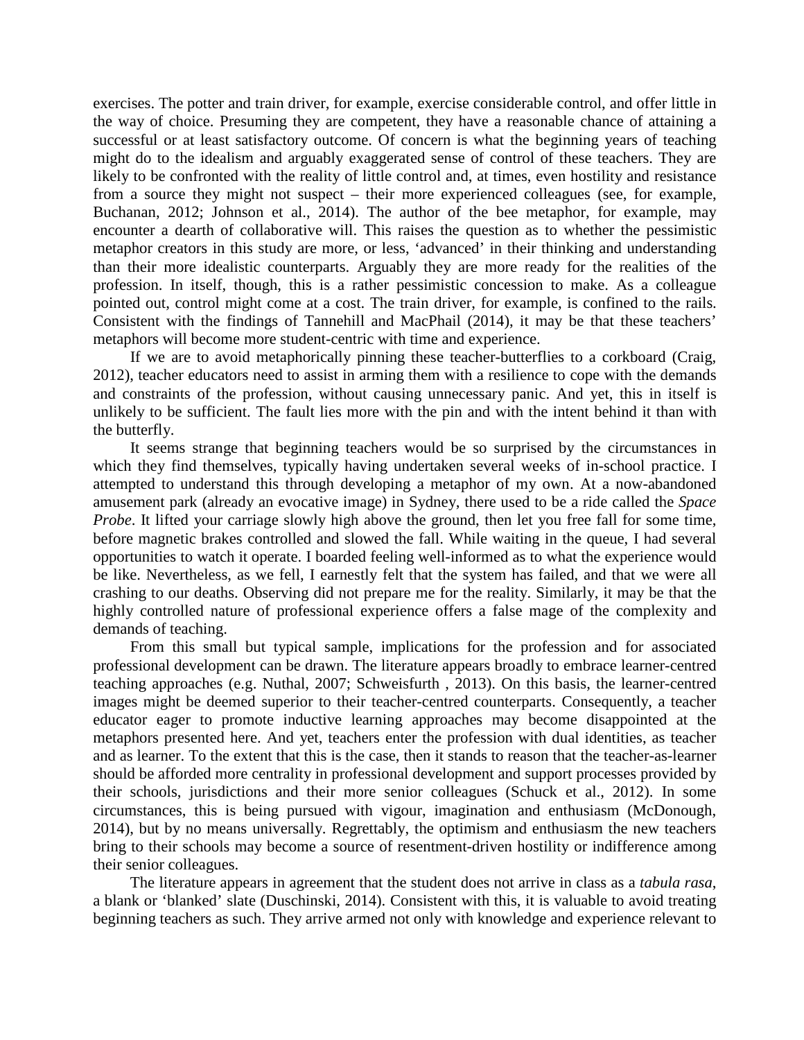exercises. The potter and train driver, for example, exercise considerable control, and offer little in the way of choice. Presuming they are competent, they have a reasonable chance of attaining a successful or at least satisfactory outcome. Of concern is what the beginning years of teaching might do to the idealism and arguably exaggerated sense of control of these teachers. They are likely to be confronted with the reality of little control and, at times, even hostility and resistance from a source they might not suspect – their more experienced colleagues (see, for example, Buchanan, 2012; Johnson et al., 2014). The author of the bee metaphor, for example, may encounter a dearth of collaborative will. This raises the question as to whether the pessimistic metaphor creators in this study are more, or less, 'advanced' in their thinking and understanding than their more idealistic counterparts. Arguably they are more ready for the realities of the profession. In itself, though, this is a rather pessimistic concession to make. As a colleague pointed out, control might come at a cost. The train driver, for example, is confined to the rails. Consistent with the findings of Tannehill and MacPhail (2014), it may be that these teachers' metaphors will become more student-centric with time and experience.

If we are to avoid metaphorically pinning these teacher-butterflies to a corkboard (Craig, 2012), teacher educators need to assist in arming them with a resilience to cope with the demands and constraints of the profession, without causing unnecessary panic. And yet, this in itself is unlikely to be sufficient. The fault lies more with the pin and with the intent behind it than with the butterfly.

It seems strange that beginning teachers would be so surprised by the circumstances in which they find themselves, typically having undertaken several weeks of in-school practice. I attempted to understand this through developing a metaphor of my own. At a now-abandoned amusement park (already an evocative image) in Sydney, there used to be a ride called the *Space Probe*. It lifted your carriage slowly high above the ground, then let you free fall for some time, before magnetic brakes controlled and slowed the fall. While waiting in the queue, I had several opportunities to watch it operate. I boarded feeling well-informed as to what the experience would be like. Nevertheless, as we fell, I earnestly felt that the system has failed, and that we were all crashing to our deaths. Observing did not prepare me for the reality. Similarly, it may be that the highly controlled nature of professional experience offers a false mage of the complexity and demands of teaching.

From this small but typical sample, implications for the profession and for associated professional development can be drawn. The literature appears broadly to embrace learner-centred teaching approaches (e.g. Nuthal, 2007; Schweisfurth , 2013). On this basis, the learner-centred images might be deemed superior to their teacher-centred counterparts. Consequently, a teacher educator eager to promote inductive learning approaches may become disappointed at the metaphors presented here. And yet, teachers enter the profession with dual identities, as teacher and as learner. To the extent that this is the case, then it stands to reason that the teacher-as-learner should be afforded more centrality in professional development and support processes provided by their schools, jurisdictions and their more senior colleagues (Schuck et al., 2012). In some circumstances, this is being pursued with vigour, imagination and enthusiasm (McDonough, 2014), but by no means universally. Regrettably, the optimism and enthusiasm the new teachers bring to their schools may become a source of resentment-driven hostility or indifference among their senior colleagues.

The literature appears in agreement that the student does not arrive in class as a *tabula rasa*, a blank or 'blanked' slate (Duschinski, 2014). Consistent with this, it is valuable to avoid treating beginning teachers as such. They arrive armed not only with knowledge and experience relevant to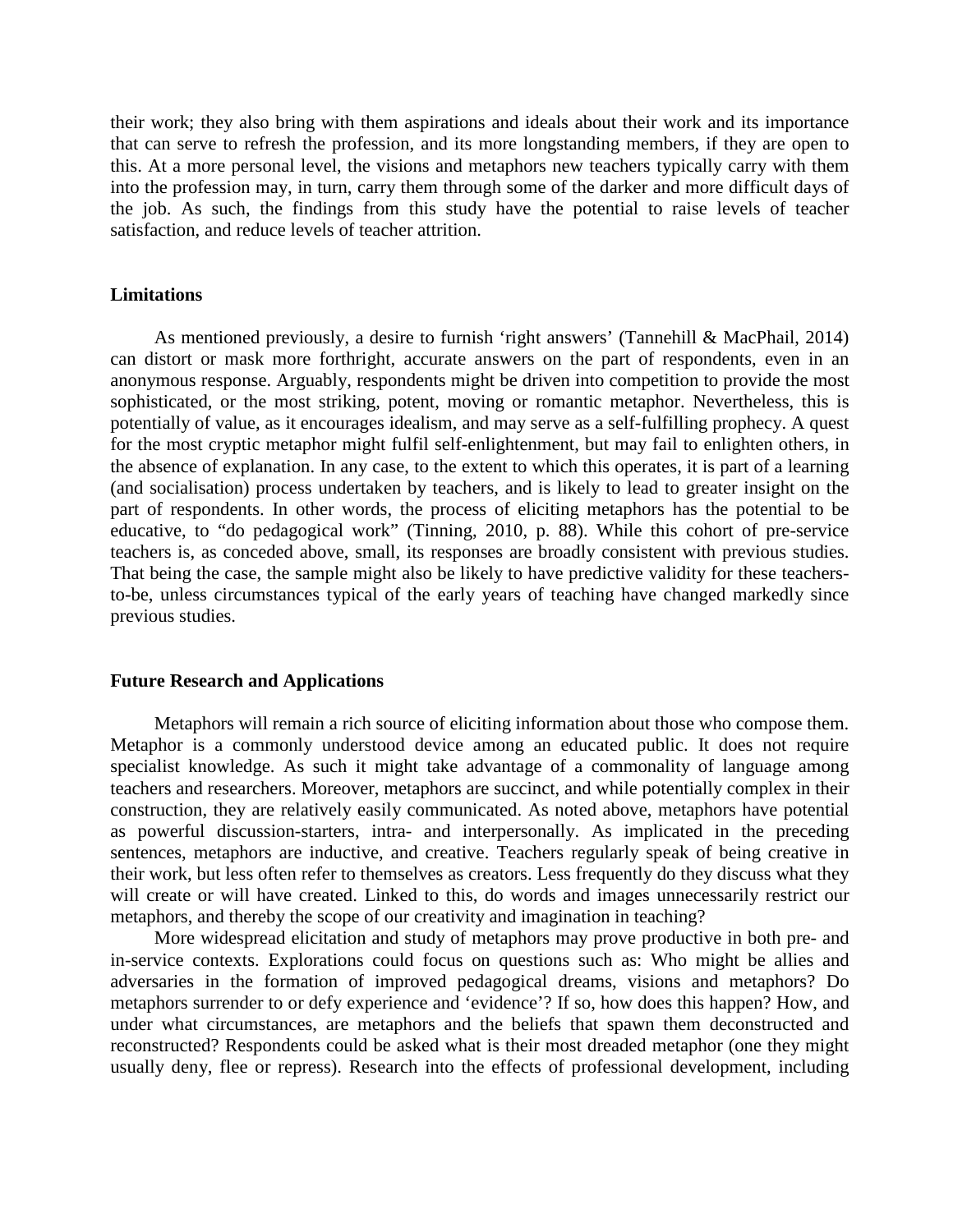their work; they also bring with them aspirations and ideals about their work and its importance that can serve to refresh the profession, and its more longstanding members, if they are open to this. At a more personal level, the visions and metaphors new teachers typically carry with them into the profession may, in turn, carry them through some of the darker and more difficult days of the job. As such, the findings from this study have the potential to raise levels of teacher satisfaction, and reduce levels of teacher attrition.

**Limitations**

As mentioned previously, a desire to furnish 'right answers' (Tannehill & MacPhail, 2014) can distort or mask more forthright, accurate answers on the part of respondents, even in an anonymous response. Arguably, respondents might be driven into competition to provide the most sophisticated, or the most striking, potent, moving or romantic metaphor. Nevertheless, this is potentially of value, as it encourages idealism, and may serve as a self-fulfilling prophecy. A quest for the most cryptic metaphor might fulfil self-enlightenment, but may fail to enlighten others, in the absence of explanation. In any case, to the extent to which this operates, it is part of a learning (and socialisation) process undertaken by teachers, and is likely to lead to greater insight on the part of respondents. In other words, the process of eliciting metaphors has the potential to be educative, to "do pedagogical work" (Tinning, 2010, p. 88). While this cohort of pre-service teachers is, as conceded above, small, its responses are broadly consistent with previous studies. That being the case, the sample might also be likely to have predictive validity for these teachers-to-be, unless circumstances typical of the early years of teaching have changed markedly since previous studies.

**Future Research and Applications**

Metaphors will remain a rich source of eliciting information about those who compose them. Metaphor is a commonly understood device among an educated public. It does not require specialist knowledge. As such it might take advantage of a commonality of language among teachers and researchers. Moreover, metaphors are succinct, and while potentially complex in their construction, they are relatively easily communicated. As noted above, metaphors have potential as powerful discussion-starters, intra- and interpersonally. As implicated in the preceding sentences, metaphors are inductive, and creative. Teachers regularly speak of being creative in their work, but less often refer to themselves as creators. Less frequently do they discuss what they will create or will have created. Linked to this, do words and images unnecessarily restrict our metaphors, and thereby the scope of our creativity and imagination in teaching?

More widespread elicitation and study of metaphors may prove productive in both pre- and in-service contexts. Explorations could focus on questions such as: Who might be allies and adversaries in the formation of improved pedagogical dreams, visions and metaphors? Do metaphors surrender to or defy experience and 'evidence'? If so, how does this happen? How, and under what circumstances, are metaphors and the beliefs that spawn them deconstructed and reconstructed? Respondents could be asked what is their most dreaded metaphor (one they might usually deny, flee or repress). Research into the effects of professional development, including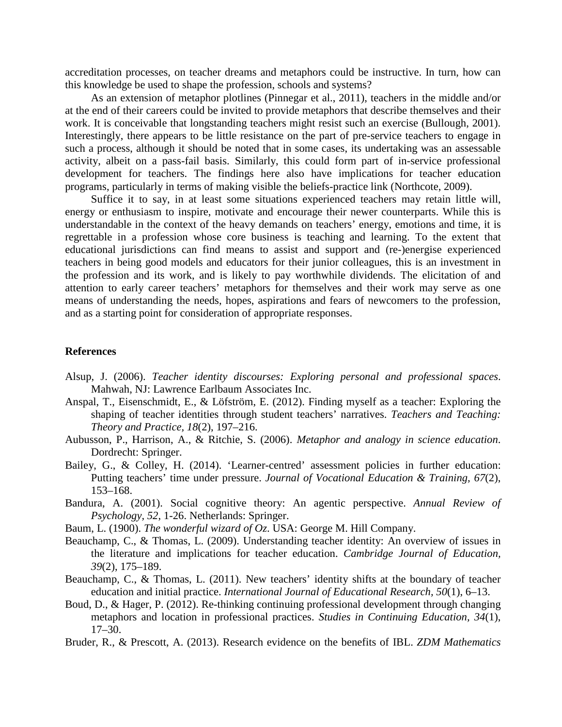accreditation processes, on teacher dreams and metaphors could be instructive. In turn, how can this knowledge be used to shape the profession, schools and systems?

As an extension of metaphor plotlines (Pinnegar et al., 2011), teachers in the middle and/or at the end of their careers could be invited to provide metaphors that describe themselves and their work. It is conceivable that longstanding teachers might resist such an exercise (Bullough, 2001). Interestingly, there appears to be little resistance on the part of pre-service teachers to engage in such a process, although it should be noted that in some cases, its undertaking was an assessable activity, albeit on a pass-fail basis. Similarly, this could form part of in-service professional development for teachers. The findings here also have implications for teacher education programs, particularly in terms of making visible the beliefs-practice link (Northcote, 2009).

Suffice it to say, in at least some situations experienced teachers may retain little will, energy or enthusiasm to inspire, motivate and encourage their newer counterparts. While this is understandable in the context of the heavy demands on teachers' energy, emotions and time, it is regrettable in a profession whose core business is teaching and learning. To the extent that educational jurisdictions can find means to assist and support and (re-)energise experienced teachers in being good models and educators for their junior colleagues, this is an investment in the profession and its work, and is likely to pay worthwhile dividends. The elicitation of and attention to early career teachers' metaphors for themselves and their work may serve as one means of understanding the needs, hopes, aspirations and fears of newcomers to the profession, and as a starting point for consideration of appropriate responses.

## References

Alsup, J. (2006). *Teacher identity discourses: Exploring personal and professional spaces*. Mahwah, NJ: Lawrence Earlbaum Associates Inc.

Anspal, T., Eisenschmidt, E., & Löfström, E. (2012). Finding myself as a teacher: Exploring the shaping of teacher identities through student teachers' narratives. *Teachers and Teaching: Theory and Practice, 18*(2), 197–216.

Aubusson, P., Harrison, A., & Ritchie, S. (2006). *Metaphor and analogy in science education*. Dordrecht: Springer.

Bailey, G., & Colley, H. (2014). 'Learner-centred' assessment policies in further education: Putting teachers' time under pressure. *Journal of Vocational Education & Training, 67*(2), 153–168.

Bandura, A. (2001). Social cognitive theory: An agentic perspective. *Annual Review of Psychology, 52*, 1-26. Netherlands: Springer.

Baum, L. (1900). *The wonderful wizard of Oz*. USA: George M. Hill Company.

Beauchamp, C., & Thomas, L. (2009). Understanding teacher identity: An overview of issues in the literature and implications for teacher education. *Cambridge Journal of Education, 39*(2), 175–189.

Beauchamp, C., & Thomas, L. (2011). New teachers' identity shifts at the boundary of teacher education and initial practice. *International Journal of Educational Research, 50*(1), 6–13.

Boud, D., & Hager, P. (2012). Re-thinking continuing professional development through changing metaphors and location in professional practices. *Studies in Continuing Education, 34*(1), 17–30.

Bruder, R., & Prescott, A. (2013). Research evidence on the benefits of IBL. *ZDM Mathematics*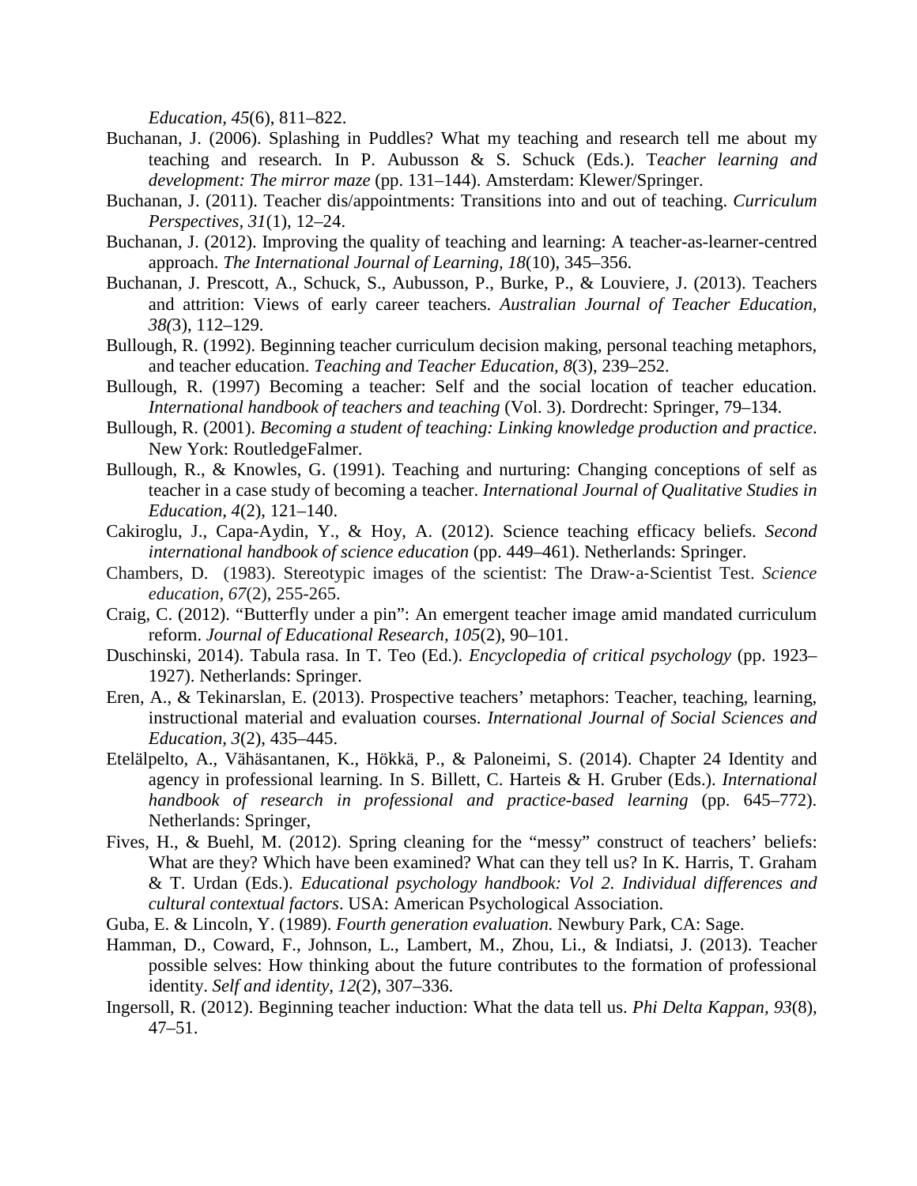*Education, 45*(6), 811–822.

Buchanan, J. (2006). Splashing in Puddles? What my teaching and research tell me about my teaching and research. In P. Aubusson & S. Schuck (Eds.). T*eacher learning and development: The mirror maze* (pp. 131–144). Amsterdam: Klewer/Springer.

Buchanan, J. (2011). Teacher dis/appointments: Transitions into and out of teaching. *Curriculum Perspectives, 31*(1), 12–24.

Buchanan, J. (2012). Improving the quality of teaching and learning: A teacher-as-learner-centred approach. *The International Journal of Learning, 18*(10), 345–356.

Buchanan, J. Prescott, A., Schuck, S., Aubusson, P., Burke, P., & Louviere, J. (2013). Teachers and attrition: Views of early career teachers. *Australian Journal of Teacher Education, 38(*3), 112–129.

Bullough, R. (1992). Beginning teacher curriculum decision making, personal teaching metaphors, and teacher education. *Teaching and Teacher Education, 8*(3), 239–252.

Bullough, R. (1997) Becoming a teacher: Self and the social location of teacher education. *International handbook of teachers and teaching* (Vol. 3). Dordrecht: Springer, 79–134.

Bullough, R. (2001). *Becoming a student of teaching: Linking knowledge production and practice*. New York: RoutledgeFalmer.

Bullough, R., & Knowles, G. (1991). Teaching and nurturing: Changing conceptions of self as teacher in a case study of becoming a teacher. *International Journal of Qualitative Studies in Education, 4*(2), 121–140.

Cakiroglu, J., Capa-Aydin, Y., & Hoy, A. (2012). Science teaching efficacy beliefs. *Second international handbook of science education* (pp. 449–461). Netherlands: Springer.

Chambers, D. (1983). Stereotypic images of the scientist: The Draw‐a‐Scientist Test. *Science education*, *67*(2), 255-265.

Craig, C. (2012). "Butterfly under a pin": An emergent teacher image amid mandated curriculum reform. *Journal of Educational Research, 105*(2), 90–101.

Duschinski, 2014). Tabula rasa. In T. Teo (Ed.). *Encyclopedia of critical psychology* (pp. 1923–1927). Netherlands: Springer.

Eren, A., & Tekinarslan, E. (2013). Prospective teachers' metaphors: Teacher, teaching, learning, instructional material and evaluation courses. *International Journal of Social Sciences and Education, 3*(2), 435–445.

Etelälpelto, A., Vähäsantanen, K., Hökkä, P., & Paloneimi, S. (2014). Chapter 24 Identity and agency in professional learning. In S. Billett, C. Harteis & H. Gruber (Eds.). *International handbook of research in professional and practice-based learning* (pp. 645–772). Netherlands: Springer,

Fives, H., & Buehl, M. (2012). Spring cleaning for the "messy" construct of teachers' beliefs: What are they? Which have been examined? What can they tell us? In K. Harris, T. Graham & T. Urdan (Eds.). *Educational psychology handbook: Vol 2. Individual differences and cultural contextual factors*. USA: American Psychological Association.

Guba, E. & Lincoln, Y. (1989). *Fourth generation evaluation.* Newbury Park, CA: Sage.

Hamman, D., Coward, F., Johnson, L., Lambert, M., Zhou, Li., & Indiatsi, J. (2013). Teacher possible selves: How thinking about the future contributes to the formation of professional identity. *Self and identity, 12*(2), 307–336.

Ingersoll, R. (2012). Beginning teacher induction: What the data tell us. *Phi Delta Kappan, 93*(8), 47–51.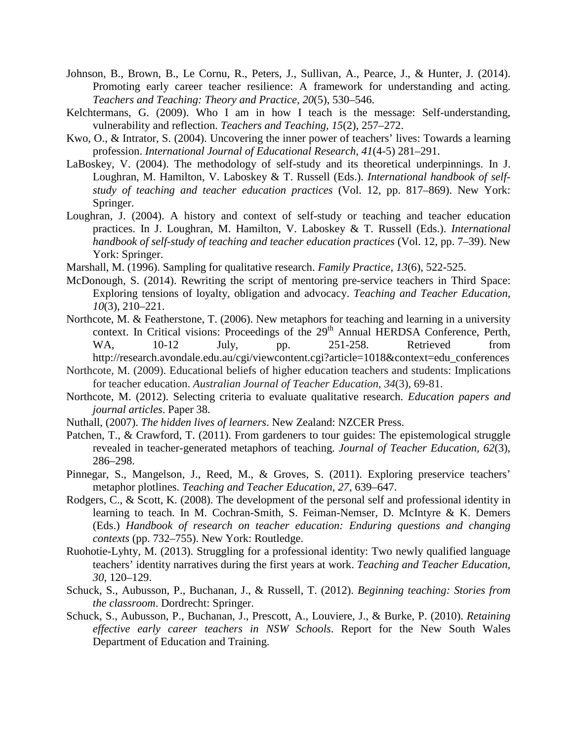Johnson, B., Brown, B., Le Cornu, R., Peters, J., Sullivan, A., Pearce, J., & Hunter, J. (2014). Promoting early career teacher resilience: A framework for understanding and acting. *Teachers and Teaching: Theory and Practice, 20*(5), 530–546.

Kelchtermans, G. (2009). Who I am in how I teach is the message: Self-understanding, vulnerability and reflection. *Teachers and Teaching, 15*(2), 257–272.

Kwo, O., & Intrator, S. (2004). Uncovering the inner power of teachers' lives: Towards a learning profession. *International Journal of Educational Research, 41*(4-5) 281–291.

LaBoskey, V. (2004). The methodology of self-study and its theoretical underpinnings. In J. Loughran, M. Hamilton, V. Laboskey & T. Russell (Eds.). *International handbook of self-study of teaching and teacher education practices* (Vol. 12, pp. 817–869). New York: Springer.

Loughran, J. (2004). A history and context of self-study or teaching and teacher education practices. In J. Loughran, M. Hamilton, V. Laboskey & T. Russell (Eds.). *International handbook of self-study of teaching and teacher education practices* (Vol. 12, pp. 7–39). New York: Springer.

Marshall, M. (1996). Sampling for qualitative research. *Family Practice, 13*(6), 522-525.

McDonough, S. (2014). Rewriting the script of mentoring pre-service teachers in Third Space: Exploring tensions of loyalty, obligation and advocacy. *Teaching and Teacher Education, 10*(3), 210–221.

Northcote, M. & Featherstone, T. (2006). New metaphors for teaching and learning in a university context. In Critical visions: Proceedings of the 29th Annual HERDSA Conference, Perth, WA, 10-12 July, pp. 251-258. Retrieved from http://research.avondale.edu.au/cgi/viewcontent.cgi?article=1018&context=edu_conferences

Northcote, M. (2009). Educational beliefs of higher education teachers and students: Implications for teacher education. *Australian Journal of Teacher Education, 34*(3), 69-81.

Northcote, M. (2012). Selecting criteria to evaluate qualitative research. *Education papers and journal articles*. Paper 38.

Nuthall, (2007). *The hidden lives of learners*. New Zealand: NZCER Press.

Patchen, T., & Crawford, T. (2011). From gardeners to tour guides: The epistemological struggle revealed in teacher-generated metaphors of teaching. *Journal of Teacher Education, 62*(3), 286–298.

Pinnegar, S., Mangelson, J., Reed, M., & Groves, S. (2011). Exploring preservice teachers' metaphor plotlines. *Teaching and Teacher Education, 27*, 639–647.

Rodgers, C., & Scott, K. (2008). The development of the personal self and professional identity in learning to teach. In M. Cochran-Smith, S. Feiman-Nemser, D. McIntyre & K. Demers (Eds.) *Handbook of research on teacher education: Enduring questions and changing contexts* (pp. 732–755). New York: Routledge.

Ruohotie-Lyhty, M. (2013). Struggling for a professional identity: Two newly qualified language teachers' identity narratives during the first years at work. *Teaching and Teacher Education, 30*, 120–129.

Schuck, S., Aubusson, P., Buchanan, J., & Russell, T. (2012). *Beginning teaching: Stories from the classroom*. Dordrecht: Springer.

Schuck, S., Aubusson, P., Buchanan, J., Prescott, A., Louviere, J., & Burke, P. (2010). *Retaining effective early career teachers in NSW Schools*. Report for the New South Wales Department of Education and Training.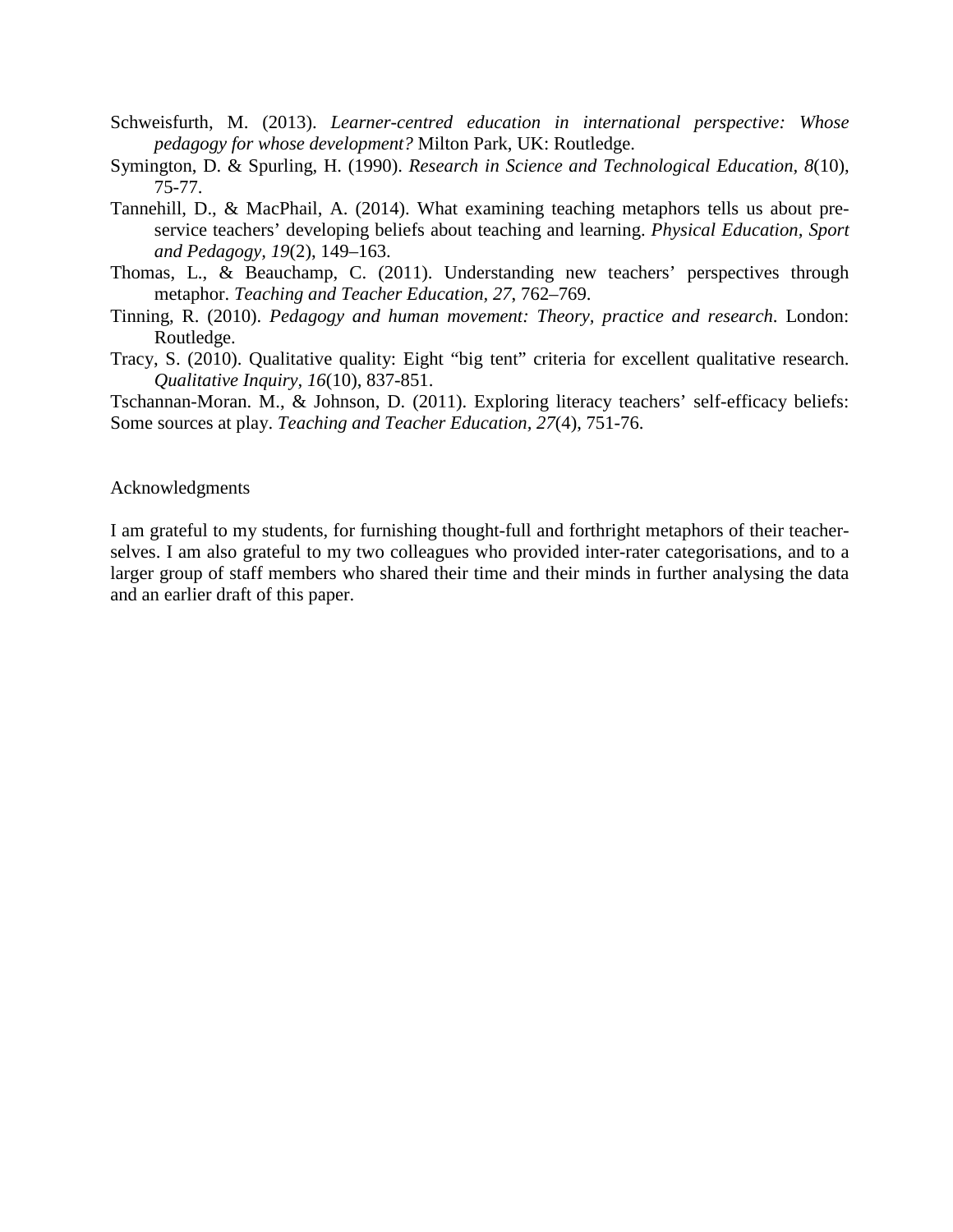Schweisfurth, M. (2013). *Learner-centred education in international perspective: Whose pedagogy for whose development?* Milton Park, UK: Routledge.

Symington, D. & Spurling, H. (1990). *Research in Science and Technological Education, 8*(10), 75-77.

Tannehill, D., & MacPhail, A. (2014). What examining teaching metaphors tells us about pre-service teachers' developing beliefs about teaching and learning. *Physical Education, Sport and Pedagogy, 19*(2), 149–163.

Thomas, L., & Beauchamp, C. (2011). Understanding new teachers' perspectives through metaphor. *Teaching and Teacher Education, 27*, 762–769.

Tinning, R. (2010). *Pedagogy and human movement: Theory, practice and research*. London: Routledge.

Tracy, S. (2010). Qualitative quality: Eight "big tent" criteria for excellent qualitative research. *Qualitative Inquiry, 16*(10), 837-851.

Tschannan-Moran. M., & Johnson, D. (2011). Exploring literacy teachers' self-efficacy beliefs: Some sources at play. *Teaching and Teacher Education, 27*(4), 751-76.

Acknowledgments

I am grateful to my students, for furnishing thought-full and forthright metaphors of their teacher-selves. I am also grateful to my two colleagues who provided inter-rater categorisations, and to a larger group of staff members who shared their time and their minds in further analysing the data and an earlier draft of this paper.